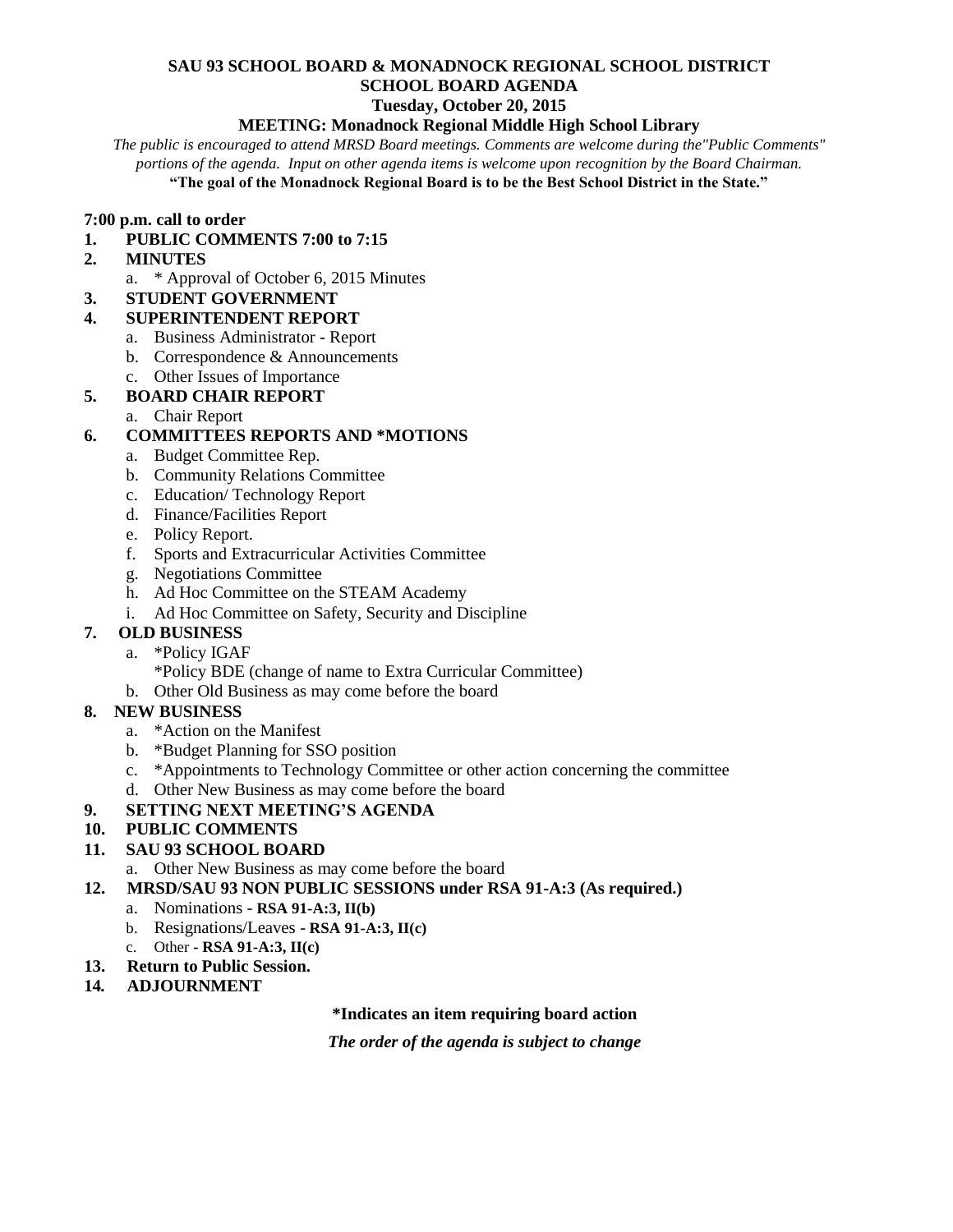# SAU 93 SCHOOL BOARD & MONADNOCK REGIONAL SCHOOL DISTRICT
## SCHOOL BOARD AGENDA
### Tuesday, October 20, 2015
### MEETING: Monadnock Regional Middle High School Library

*The public is encouraged to attend MRSD Board meetings. Comments are welcome during the"Public Comments" portions of the agenda. Input on other agenda items is welcome upon recognition by the Board Chairman.*

**"The goal of the Monadnock Regional Board is to be the Best School District in the State."**

**7:00 p.m. call to order**

1. **PUBLIC COMMENTS 7:00 to 7:15**
2. **MINUTES**
   a. * Approval of October 6, 2015 Minutes
3. **STUDENT GOVERNMENT**
4. **SUPERINTENDENT REPORT**
   a. Business Administrator - Report
   b. Correspondence & Announcements
   c. Other Issues of Importance
5. **BOARD CHAIR REPORT**
   a. Chair Report
6. **COMMITTEES REPORTS AND *MOTIONS**
   a. Budget Committee Rep.
   b. Community Relations Committee
   c. Education/ Technology Report
   d. Finance/Facilities Report
   e. Policy Report.
   f. Sports and Extracurricular Activities Committee
   g. Negotiations Committee
   h. Ad Hoc Committee on the STEAM Academy
   i. Ad Hoc Committee on Safety, Security and Discipline
7. **OLD BUSINESS**
   a. *Policy IGAF
   *Policy BDE (change of name to Extra Curricular Committee)
   b. Other Old Business as may come before the board
8. **NEW BUSINESS**
   a. *Action on the Manifest
   b. *Budget Planning for SSO position
   c. *Appointments to Technology Committee or other action concerning the committee
   d. Other New Business as may come before the board
9. **SETTING NEXT MEETING'S AGENDA**
10. **PUBLIC COMMENTS**
11. **SAU 93 SCHOOL BOARD**
    a. Other New Business as may come before the board
12. **MRSD/SAU 93 NON PUBLIC SESSIONS under RSA 91-A:3 (As required.)**
    a. Nominations - **RSA 91-A:3, II(b)**
    b. Resignations/Leaves - **RSA 91-A:3, II(c)**
    c. Other - **RSA 91-A:3, II(c)**
13. **Return to Public Session.**
14. **ADJOURNMENT**

**\*Indicates an item requiring board action**

***The order of the agenda is subject to change***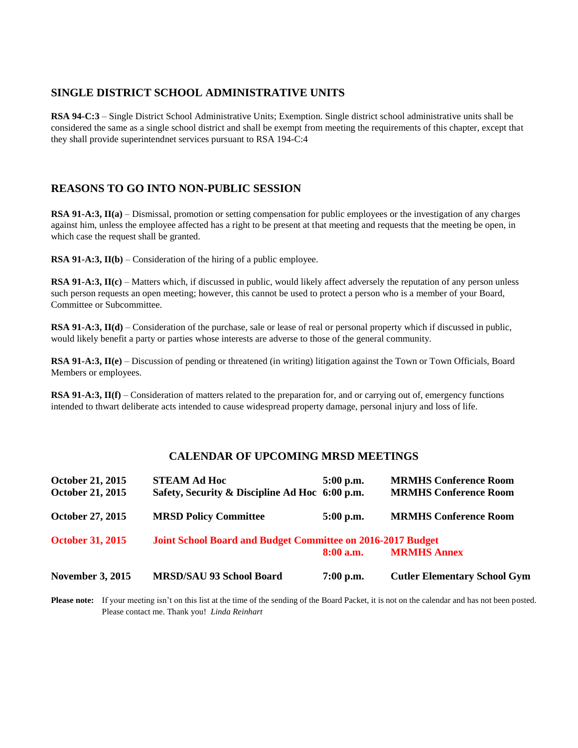## SINGLE DISTRICT SCHOOL ADMINISTRATIVE UNITS

**RSA 94-C:3** – Single District School Administrative Units; Exemption. Single district school administrative units shall be considered the same as a single school district and shall be exempt from meeting the requirements of this chapter, except that they shall provide superintendnet services pursuant to RSA 194-C:4

## REASONS TO GO INTO NON-PUBLIC SESSION

**RSA 91-A:3, II(a)** – Dismissal, promotion or setting compensation for public employees or the investigation of any charges against him, unless the employee affected has a right to be present at that meeting and requests that the meeting be open, in which case the request shall be granted.

**RSA 91-A:3, II(b)** – Consideration of the hiring of a public employee.

**RSA 91-A:3, II(c)** – Matters which, if discussed in public, would likely affect adversely the reputation of any person unless such person requests an open meeting; however, this cannot be used to protect a person who is a member of your Board, Committee or Subcommittee.

**RSA 91-A:3, II(d)** – Consideration of the purchase, sale or lease of real or personal property which if discussed in public, would likely benefit a party or parties whose interests are adverse to those of the general community.

**RSA 91-A:3, II(e)** – Discussion of pending or threatened (in writing) litigation against the Town or Town Officials, Board Members or employees.

**RSA 91-A:3, II(f)** – Consideration of matters related to the preparation for, and or carrying out of, emergency functions intended to thwart deliberate acts intended to cause widespread property damage, personal injury and loss of life.

## CALENDAR OF UPCOMING MRSD MEETINGS

| | | | |
|---|---|---|---|
| **October 21, 2015** | **STEAM Ad Hoc** | **5:00 p.m.** | **MRMHS Conference Room** |
| **October 21, 2015** | **Safety, Security & Discipline Ad Hoc** | **6:00 p.m.** | **MRMHS Conference Room** |
| **October 27, 2015** | **MRSD Policy Committee** | **5:00 p.m.** | **MRMHS Conference Room** |
| **October 31, 2015** | **Joint School Board and Budget Committee on 2016-2017 Budget** | **8:00 a.m.** | **MRMHS Annex** |
| **November 3, 2015** | **MRSD/SAU 93 School Board** | **7:00 p.m.** | **Cutler Elementary School Gym** |

**Please note:** If your meeting isn't on this list at the time of the sending of the Board Packet, it is not on the calendar and has not been posted. Please contact me. Thank you! *Linda Reinhart*